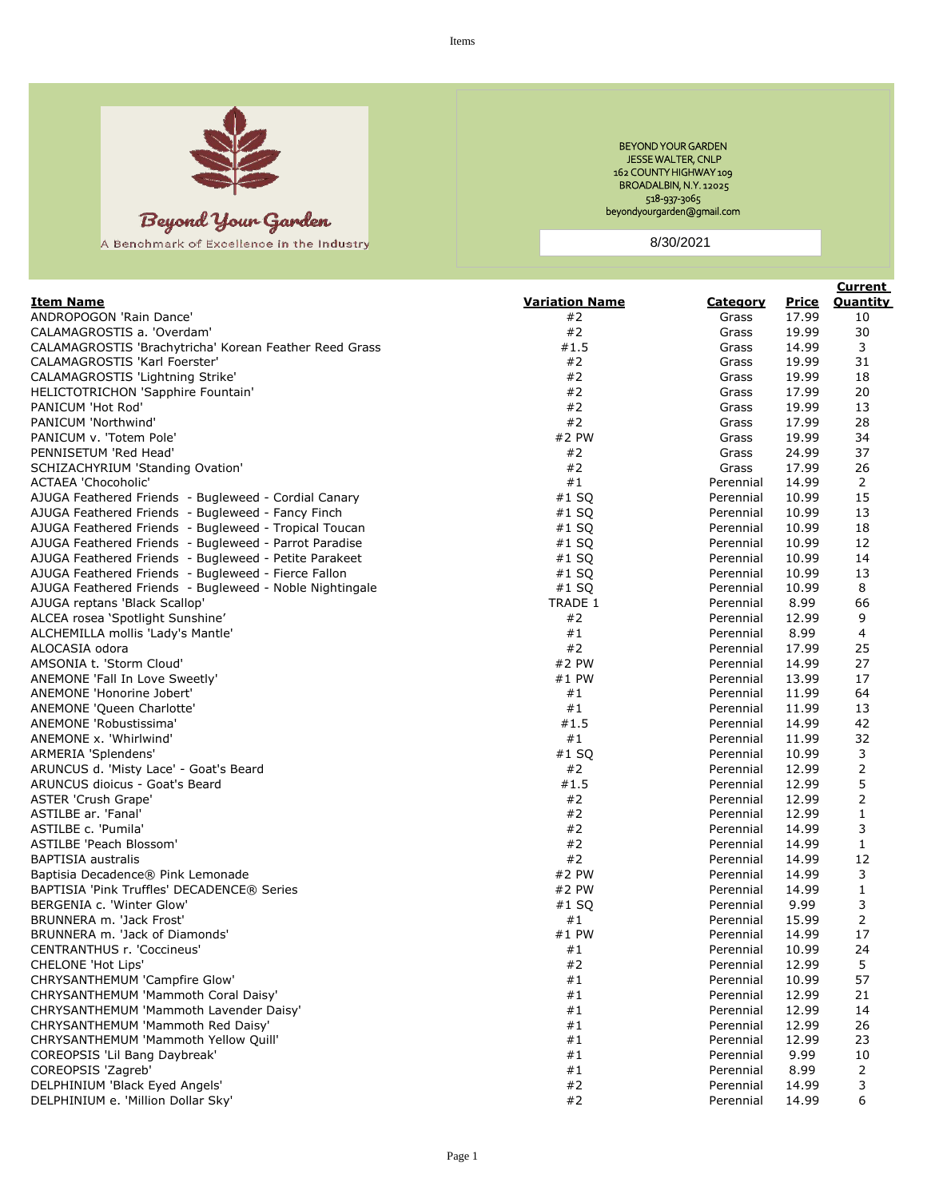Beyond Your Garden

A Benchmark of Excellence in the Industry

BEYOND YOUR GARDEN
JESSE WALTER, CNLP
162 COUNTY HIGHWAY 109
BROADALBIN, N.Y. 12025
518-937-3065
beyondyourgarden@gmail.com

8/30/2021

| Item Name | Variation Name | Category | Price | Current Quantity |
|---|---|---|---|---|
| ANDROPOGON 'Rain Dance' | #2 | Grass | 17.99 | 10 |
| CALAMAGROSTIS a. 'Overdam' | #2 | Grass | 19.99 | 30 |
| CALAMAGROSTIS 'Brachytricha' Korean Feather Reed Grass | #1.5 | Grass | 14.99 | 3 |
| CALAMAGROSTIS 'Karl Foerster' | #2 | Grass | 19.99 | 31 |
| CALAMAGROSTIS 'Lightning Strike' | #2 | Grass | 19.99 | 18 |
| HELICTOTRICHON 'Sapphire Fountain' | #2 | Grass | 17.99 | 20 |
| PANICUM 'Hot Rod' | #2 | Grass | 19.99 | 13 |
| PANICUM 'Northwind' | #2 | Grass | 17.99 | 28 |
| PANICUM v. 'Totem Pole' | #2 PW | Grass | 19.99 | 34 |
| PENNISETUM 'Red Head' | #2 | Grass | 24.99 | 37 |
| SCHIZACHYRIUM 'Standing Ovation' | #2 | Grass | 17.99 | 26 |
| ACTAEA 'Chocoholic' | #1 | Perennial | 14.99 | 2 |
| AJUGA Feathered Friends - Bugleweed - Cordial Canary | #1 SQ | Perennial | 10.99 | 15 |
| AJUGA Feathered Friends - Bugleweed - Fancy Finch | #1 SQ | Perennial | 10.99 | 13 |
| AJUGA Feathered Friends - Bugleweed - Tropical Toucan | #1 SQ | Perennial | 10.99 | 18 |
| AJUGA Feathered Friends - Bugleweed - Parrot Paradise | #1 SQ | Perennial | 10.99 | 12 |
| AJUGA Feathered Friends - Bugleweed - Petite Parakeet | #1 SQ | Perennial | 10.99 | 14 |
| AJUGA Feathered Friends - Bugleweed - Fierce Fallon | #1 SQ | Perennial | 10.99 | 13 |
| AJUGA Feathered Friends - Bugleweed - Noble Nightingale | #1 SQ | Perennial | 10.99 | 8 |
| AJUGA reptans 'Black Scallop' | TRADE 1 | Perennial | 8.99 | 66 |
| ALCEA rosea 'Spotlight Sunshine' | #2 | Perennial | 12.99 | 9 |
| ALCHEMILLA mollis 'Lady's Mantle' | #1 | Perennial | 8.99 | 4 |
| ALOCASIA odora | #2 | Perennial | 17.99 | 25 |
| AMSONIA t. 'Storm Cloud' | #2 PW | Perennial | 14.99 | 27 |
| ANEMONE 'Fall In Love Sweetly' | #1 PW | Perennial | 13.99 | 17 |
| ANEMONE 'Honorine Jobert' | #1 | Perennial | 11.99 | 64 |
| ANEMONE 'Queen Charlotte' | #1 | Perennial | 11.99 | 13 |
| ANEMONE 'Robustissima' | #1.5 | Perennial | 14.99 | 42 |
| ANEMONE x. 'Whirlwind' | #1 | Perennial | 11.99 | 32 |
| ARMERIA 'Splendens' | #1 SQ | Perennial | 10.99 | 3 |
| ARUNCUS d. 'Misty Lace' - Goat's Beard | #2 | Perennial | 12.99 | 2 |
| ARUNCUS dioicus - Goat's Beard | #1.5 | Perennial | 12.99 | 5 |
| ASTER 'Crush Grape' | #2 | Perennial | 12.99 | 2 |
| ASTILBE ar. 'Fanal' | #2 | Perennial | 12.99 | 1 |
| ASTILBE c. 'Pumila' | #2 | Perennial | 14.99 | 3 |
| ASTILBE 'Peach Blossom' | #2 | Perennial | 14.99 | 1 |
| BAPTISIA australis | #2 | Perennial | 14.99 | 12 |
| Baptisia Decadence® Pink Lemonade | #2 PW | Perennial | 14.99 | 3 |
| BAPTISIA 'Pink Truffles' DECADENCE® Series | #2 PW | Perennial | 14.99 | 1 |
| BERGENIA c. 'Winter Glow' | #1 SQ | Perennial | 9.99 | 3 |
| BRUNNERA m. 'Jack Frost' | #1 | Perennial | 15.99 | 2 |
| BRUNNERA m. 'Jack of Diamonds' | #1 PW | Perennial | 14.99 | 17 |
| CENTRANTHUS r. 'Coccineus' | #1 | Perennial | 10.99 | 24 |
| CHELONE 'Hot Lips' | #2 | Perennial | 12.99 | 5 |
| CHRYSANTHEMUM 'Campfire Glow' | #1 | Perennial | 10.99 | 57 |
| CHRYSANTHEMUM 'Mammoth Coral Daisy' | #1 | Perennial | 12.99 | 21 |
| CHRYSANTHEMUM 'Mammoth Lavender Daisy' | #1 | Perennial | 12.99 | 14 |
| CHRYSANTHEMUM 'Mammoth Red Daisy' | #1 | Perennial | 12.99 | 26 |
| CHRYSANTHEMUM 'Mammoth Yellow Quill' | #1 | Perennial | 12.99 | 23 |
| COREOPSIS 'Lil Bang Daybreak' | #1 | Perennial | 9.99 | 10 |
| COREOPSIS 'Zagreb' | #1 | Perennial | 8.99 | 2 |
| DELPHINIUM 'Black Eyed Angels' | #2 | Perennial | 14.99 | 3 |
| DELPHINIUM e. 'Million Dollar Sky' | #2 | Perennial | 14.99 | 6 |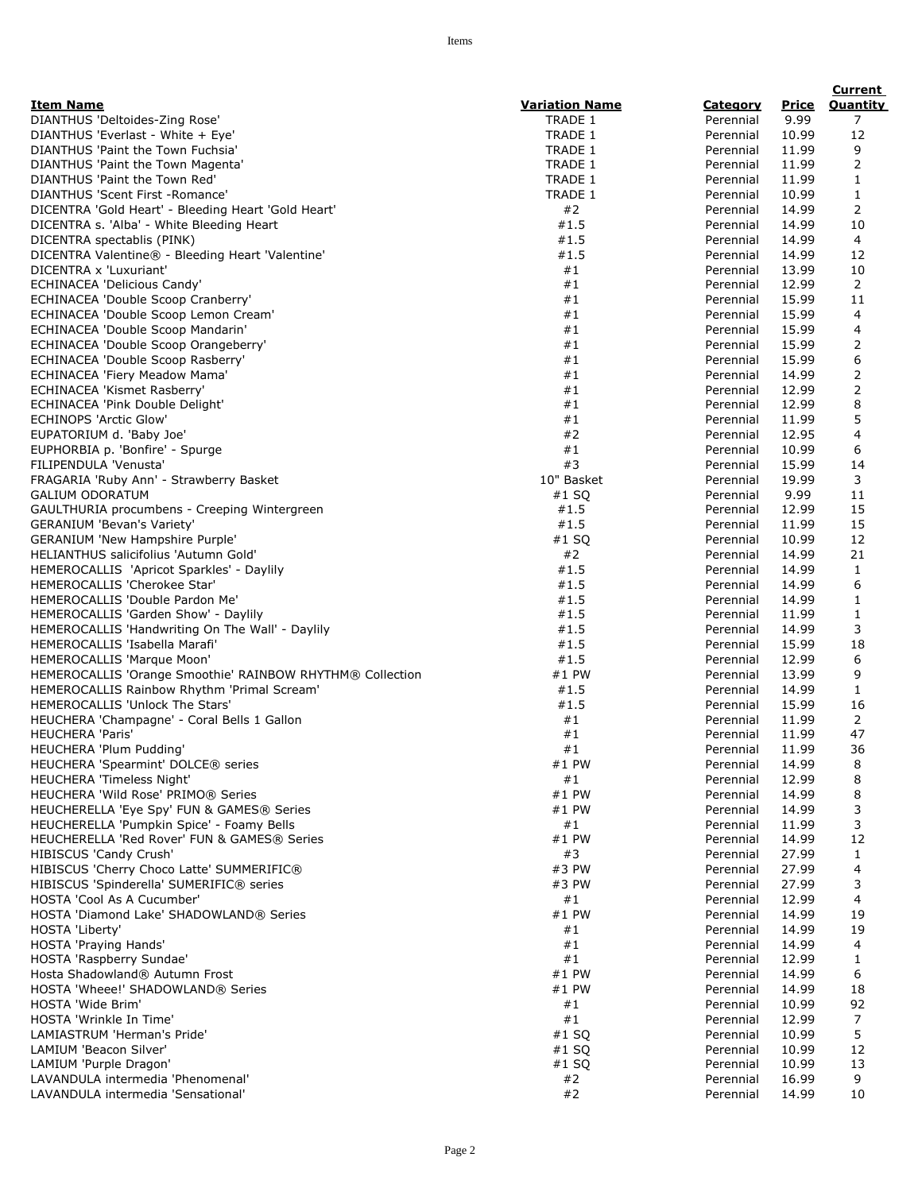| Item Name | Variation Name | Category | Price | Current Quantity |
|---|---|---|---|---|
| DIANTHUS 'Deltoides-Zing Rose' | TRADE 1 | Perennial | 9.99 | 7 |
| DIANTHUS 'Everlast - White + Eye' | TRADE 1 | Perennial | 10.99 | 12 |
| DIANTHUS 'Paint the Town Fuchsia' | TRADE 1 | Perennial | 11.99 | 9 |
| DIANTHUS 'Paint the Town Magenta' | TRADE 1 | Perennial | 11.99 | 2 |
| DIANTHUS 'Paint the Town Red' | TRADE 1 | Perennial | 11.99 | 1 |
| DIANTHUS 'Scent First -Romance' | TRADE 1 | Perennial | 10.99 | 1 |
| DICENTRA 'Gold Heart' - Bleeding Heart 'Gold Heart' | #2 | Perennial | 14.99 | 2 |
| DICENTRA s. 'Alba' - White Bleeding Heart | #1.5 | Perennial | 14.99 | 10 |
| DICENTRA spectablis (PINK) | #1.5 | Perennial | 14.99 | 4 |
| DICENTRA Valentine® - Bleeding Heart 'Valentine' | #1.5 | Perennial | 14.99 | 12 |
| DICENTRA x 'Luxuriant' | #1 | Perennial | 13.99 | 10 |
| ECHINACEA 'Delicious Candy' | #1 | Perennial | 12.99 | 2 |
| ECHINACEA 'Double Scoop Cranberry' | #1 | Perennial | 15.99 | 11 |
| ECHINACEA 'Double Scoop Lemon Cream' | #1 | Perennial | 15.99 | 4 |
| ECHINACEA 'Double Scoop Mandarin' | #1 | Perennial | 15.99 | 4 |
| ECHINACEA 'Double Scoop Orangeberry' | #1 | Perennial | 15.99 | 2 |
| ECHINACEA 'Double Scoop Rasberry' | #1 | Perennial | 15.99 | 6 |
| ECHINACEA 'Fiery Meadow Mama' | #1 | Perennial | 14.99 | 2 |
| ECHINACEA 'Kismet Rasberry' | #1 | Perennial | 12.99 | 2 |
| ECHINACEA 'Pink Double Delight' | #1 | Perennial | 12.99 | 8 |
| ECHINOPS 'Arctic Glow' | #1 | Perennial | 11.99 | 5 |
| EUPATORIUM d. 'Baby Joe' | #2 | Perennial | 12.95 | 4 |
| EUPHORBIA p. 'Bonfire' - Spurge | #1 | Perennial | 10.99 | 6 |
| FILIPENDULA 'Venusta' | #3 | Perennial | 15.99 | 14 |
| FRAGARIA 'Ruby Ann' - Strawberry Basket | 10" Basket | Perennial | 19.99 | 3 |
| GALIUM ODORATUM | #1 SQ | Perennial | 9.99 | 11 |
| GAULTHURIA procumbens - Creeping Wintergreen | #1.5 | Perennial | 12.99 | 15 |
| GERANIUM 'Bevan's Variety' | #1.5 | Perennial | 11.99 | 15 |
| GERANIUM 'New Hampshire Purple' | #1 SQ | Perennial | 10.99 | 12 |
| HELIANTHUS salicifolius 'Autumn Gold' | #2 | Perennial | 14.99 | 21 |
| HEMEROCALLIS 'Apricot Sparkles' - Daylily | #1.5 | Perennial | 14.99 | 1 |
| HEMEROCALLIS 'Cherokee Star' | #1.5 | Perennial | 14.99 | 6 |
| HEMEROCALLIS 'Double Pardon Me' | #1.5 | Perennial | 14.99 | 1 |
| HEMEROCALLIS 'Garden Show' - Daylily | #1.5 | Perennial | 11.99 | 1 |
| HEMEROCALLIS 'Handwriting On The Wall' - Daylily | #1.5 | Perennial | 14.99 | 3 |
| HEMEROCALLIS 'Isabella Marafi' | #1.5 | Perennial | 15.99 | 18 |
| HEMEROCALLIS 'Marque Moon' | #1.5 | Perennial | 12.99 | 6 |
| HEMEROCALLIS 'Orange Smoothie' RAINBOW RHYTHM® Collection | #1 PW | Perennial | 13.99 | 9 |
| HEMEROCALLIS Rainbow Rhythm 'Primal Scream' | #1.5 | Perennial | 14.99 | 1 |
| HEMEROCALLIS 'Unlock The Stars' | #1.5 | Perennial | 15.99 | 16 |
| HEUCHERA 'Champagne' - Coral Bells 1 Gallon | #1 | Perennial | 11.99 | 2 |
| HEUCHERA 'Paris' | #1 | Perennial | 11.99 | 47 |
| HEUCHERA 'Plum Pudding' | #1 | Perennial | 11.99 | 36 |
| HEUCHERA 'Spearmint' DOLCE® series | #1 PW | Perennial | 14.99 | 8 |
| HEUCHERA 'Timeless Night' | #1 | Perennial | 12.99 | 8 |
| HEUCHERA 'Wild Rose' PRIMO® Series | #1 PW | Perennial | 14.99 | 8 |
| HEUCHERELLA 'Eye Spy' FUN & GAMES® Series | #1 PW | Perennial | 14.99 | 3 |
| HEUCHERELLA 'Pumpkin Spice' - Foamy Bells | #1 | Perennial | 11.99 | 3 |
| HEUCHERELLA 'Red Rover' FUN & GAMES® Series | #1 PW | Perennial | 14.99 | 12 |
| HIBISCUS 'Candy Crush' | #3 | Perennial | 27.99 | 1 |
| HIBISCUS 'Cherry Choco Latte' SUMMERIFIC® | #3 PW | Perennial | 27.99 | 4 |
| HIBISCUS 'Spinderella' SUMERIFIC® series | #3 PW | Perennial | 27.99 | 3 |
| HOSTA 'Cool As A Cucumber' | #1 | Perennial | 12.99 | 4 |
| HOSTA 'Diamond Lake' SHADOWLAND® Series | #1 PW | Perennial | 14.99 | 19 |
| HOSTA 'Liberty' | #1 | Perennial | 14.99 | 19 |
| HOSTA 'Praying Hands' | #1 | Perennial | 14.99 | 4 |
| HOSTA 'Raspberry Sundae' | #1 | Perennial | 12.99 | 1 |
| Hosta Shadowland® Autumn Frost | #1 PW | Perennial | 14.99 | 6 |
| HOSTA 'Wheee!' SHADOWLAND® Series | #1 PW | Perennial | 14.99 | 18 |
| HOSTA 'Wide Brim' | #1 | Perennial | 10.99 | 92 |
| HOSTA 'Wrinkle In Time' | #1 | Perennial | 12.99 | 7 |
| LAMIASTRUM 'Herman's Pride' | #1 SQ | Perennial | 10.99 | 5 |
| LAMIUM 'Beacon Silver' | #1 SQ | Perennial | 10.99 | 12 |
| LAMIUM 'Purple Dragon' | #1 SQ | Perennial | 10.99 | 13 |
| LAVANDULA intermedia 'Phenomenal' | #2 | Perennial | 16.99 | 9 |
| LAVANDULA intermedia 'Sensational' | #2 | Perennial | 14.99 | 10 |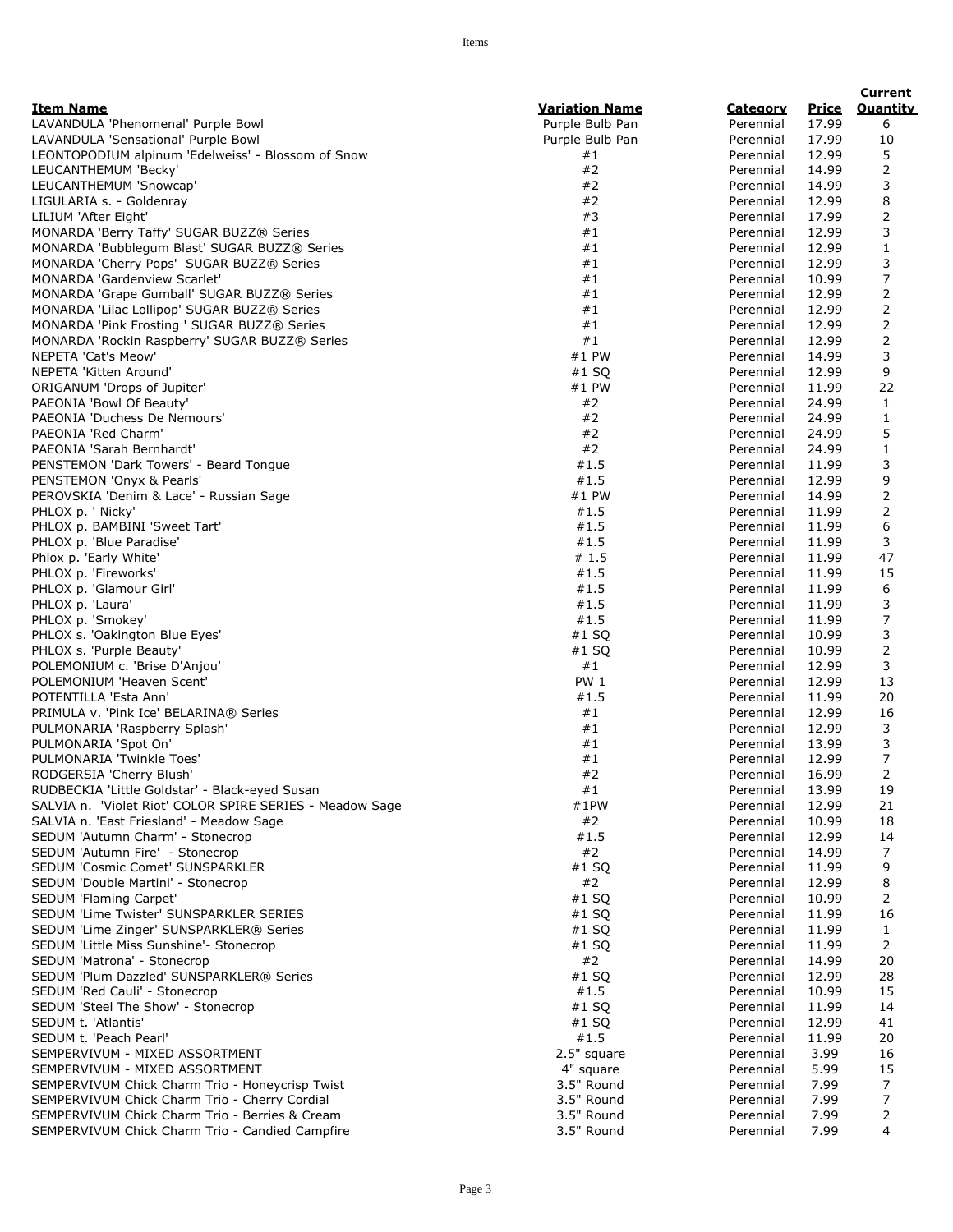| Item Name | Variation Name | Category | Price | Current Quantity |
|---|---|---|---|---|
| LAVANDULA 'Phenomenal' Purple Bowl | Purple Bulb Pan | Perennial | 17.99 | 6 |
| LAVANDULA 'Sensational' Purple Bowl | Purple Bulb Pan | Perennial | 17.99 | 10 |
| LEONTOPODIUM alpinum 'Edelweiss' - Blossom of Snow | #1 | Perennial | 12.99 | 5 |
| LEUCANTHEMUM 'Becky' | #2 | Perennial | 14.99 | 2 |
| LEUCANTHEMUM 'Snowcap' | #2 | Perennial | 14.99 | 3 |
| LIGULARIA s. - Goldenray | #2 | Perennial | 12.99 | 8 |
| LILIUM 'After Eight' | #3 | Perennial | 17.99 | 2 |
| MONARDA 'Berry Taffy' SUGAR BUZZ® Series | #1 | Perennial | 12.99 | 3 |
| MONARDA 'Bubblegum Blast' SUGAR BUZZ® Series | #1 | Perennial | 12.99 | 1 |
| MONARDA 'Cherry Pops' SUGAR BUZZ® Series | #1 | Perennial | 12.99 | 3 |
| MONARDA 'Gardenview Scarlet' | #1 | Perennial | 10.99 | 7 |
| MONARDA 'Grape Gumball' SUGAR BUZZ® Series | #1 | Perennial | 12.99 | 2 |
| MONARDA 'Lilac Lollipop' SUGAR BUZZ® Series | #1 | Perennial | 12.99 | 2 |
| MONARDA 'Pink Frosting ' SUGAR BUZZ® Series | #1 | Perennial | 12.99 | 2 |
| MONARDA 'Rockin Raspberry' SUGAR BUZZ® Series | #1 | Perennial | 12.99 | 2 |
| NEPETA 'Cat's Meow' | #1 PW | Perennial | 14.99 | 3 |
| NEPETA 'Kitten Around' | #1 SQ | Perennial | 12.99 | 9 |
| ORIGANUM 'Drops of Jupiter' | #1 PW | Perennial | 11.99 | 22 |
| PAEONIA 'Bowl Of Beauty' | #2 | Perennial | 24.99 | 1 |
| PAEONIA 'Duchess De Nemours' | #2 | Perennial | 24.99 | 1 |
| PAEONIA 'Red Charm' | #2 | Perennial | 24.99 | 5 |
| PAEONIA 'Sarah Bernhardt' | #2 | Perennial | 24.99 | 1 |
| PENSTEMON 'Dark Towers' - Beard Tongue | #1.5 | Perennial | 11.99 | 3 |
| PENSTEMON 'Onyx & Pearls' | #1.5 | Perennial | 12.99 | 9 |
| PEROVSKIA 'Denim & Lace' - Russian Sage | #1 PW | Perennial | 14.99 | 2 |
| PHLOX p. ' Nicky' | #1.5 | Perennial | 11.99 | 2 |
| PHLOX p. BAMBINI 'Sweet Tart' | #1.5 | Perennial | 11.99 | 6 |
| PHLOX p. 'Blue Paradise' | #1.5 | Perennial | 11.99 | 3 |
| Phlox p. 'Early White' | # 1.5 | Perennial | 11.99 | 47 |
| PHLOX p. 'Fireworks' | #1.5 | Perennial | 11.99 | 15 |
| PHLOX p. 'Glamour Girl' | #1.5 | Perennial | 11.99 | 6 |
| PHLOX p. 'Laura' | #1.5 | Perennial | 11.99 | 3 |
| PHLOX p. 'Smokey' | #1.5 | Perennial | 11.99 | 7 |
| PHLOX s. 'Oakington Blue Eyes' | #1 SQ | Perennial | 10.99 | 3 |
| PHLOX s. 'Purple Beauty' | #1 SQ | Perennial | 10.99 | 2 |
| POLEMONIUM c. 'Brise D'Anjou' | #1 | Perennial | 12.99 | 3 |
| POLEMONIUM 'Heaven Scent' | PW 1 | Perennial | 12.99 | 13 |
| POTENTILLA 'Esta Ann' | #1.5 | Perennial | 11.99 | 20 |
| PRIMULA v. 'Pink Ice' BELARINA® Series | #1 | Perennial | 12.99 | 16 |
| PULMONARIA 'Raspberry Splash' | #1 | Perennial | 12.99 | 3 |
| PULMONARIA 'Spot On' | #1 | Perennial | 13.99 | 3 |
| PULMONARIA 'Twinkle Toes' | #1 | Perennial | 12.99 | 7 |
| RODGERSIA 'Cherry Blush' | #2 | Perennial | 16.99 | 2 |
| RUDBECKIA 'Little Goldstar' - Black-eyed Susan | #1 | Perennial | 13.99 | 19 |
| SALVIA n. 'Violet Riot' COLOR SPIRE SERIES - Meadow Sage | #1PW | Perennial | 12.99 | 21 |
| SALVIA n. 'East Friesland' - Meadow Sage | #2 | Perennial | 10.99 | 18 |
| SEDUM 'Autumn Charm' - Stonecrop | #1.5 | Perennial | 12.99 | 14 |
| SEDUM 'Autumn Fire' - Stonecrop | #2 | Perennial | 14.99 | 7 |
| SEDUM 'Cosmic Comet' SUNSPARKLER | #1 SQ | Perennial | 11.99 | 9 |
| SEDUM 'Double Martini' - Stonecrop | #2 | Perennial | 12.99 | 8 |
| SEDUM 'Flaming Carpet' | #1 SQ | Perennial | 10.99 | 2 |
| SEDUM 'Lime Twister' SUNSPARKLER SERIES | #1 SQ | Perennial | 11.99 | 16 |
| SEDUM 'Lime Zinger' SUNSPARKLER® Series | #1 SQ | Perennial | 11.99 | 1 |
| SEDUM 'Little Miss Sunshine'- Stonecrop | #1 SQ | Perennial | 11.99 | 2 |
| SEDUM 'Matrona' - Stonecrop | #2 | Perennial | 14.99 | 20 |
| SEDUM 'Plum Dazzled' SUNSPARKLER® Series | #1 SQ | Perennial | 12.99 | 28 |
| SEDUM 'Red Cauli' - Stonecrop | #1.5 | Perennial | 10.99 | 15 |
| SEDUM 'Steel The Show' - Stonecrop | #1 SQ | Perennial | 11.99 | 14 |
| SEDUM t. 'Atlantis' | #1 SQ | Perennial | 12.99 | 41 |
| SEDUM t. 'Peach Pearl' | #1.5 | Perennial | 11.99 | 20 |
| SEMPERVIVUM - MIXED ASSORTMENT | 2.5" square | Perennial | 3.99 | 16 |
| SEMPERVIVUM - MIXED ASSORTMENT | 4" square | Perennial | 5.99 | 15 |
| SEMPERVIVUM Chick Charm Trio - Honeycrisp Twist | 3.5" Round | Perennial | 7.99 | 7 |
| SEMPERVIVUM Chick Charm Trio - Cherry Cordial | 3.5" Round | Perennial | 7.99 | 7 |
| SEMPERVIVUM Chick Charm Trio - Berries & Cream | 3.5" Round | Perennial | 7.99 | 2 |
| SEMPERVIVUM Chick Charm Trio - Candied Campfire | 3.5" Round | Perennial | 7.99 | 4 |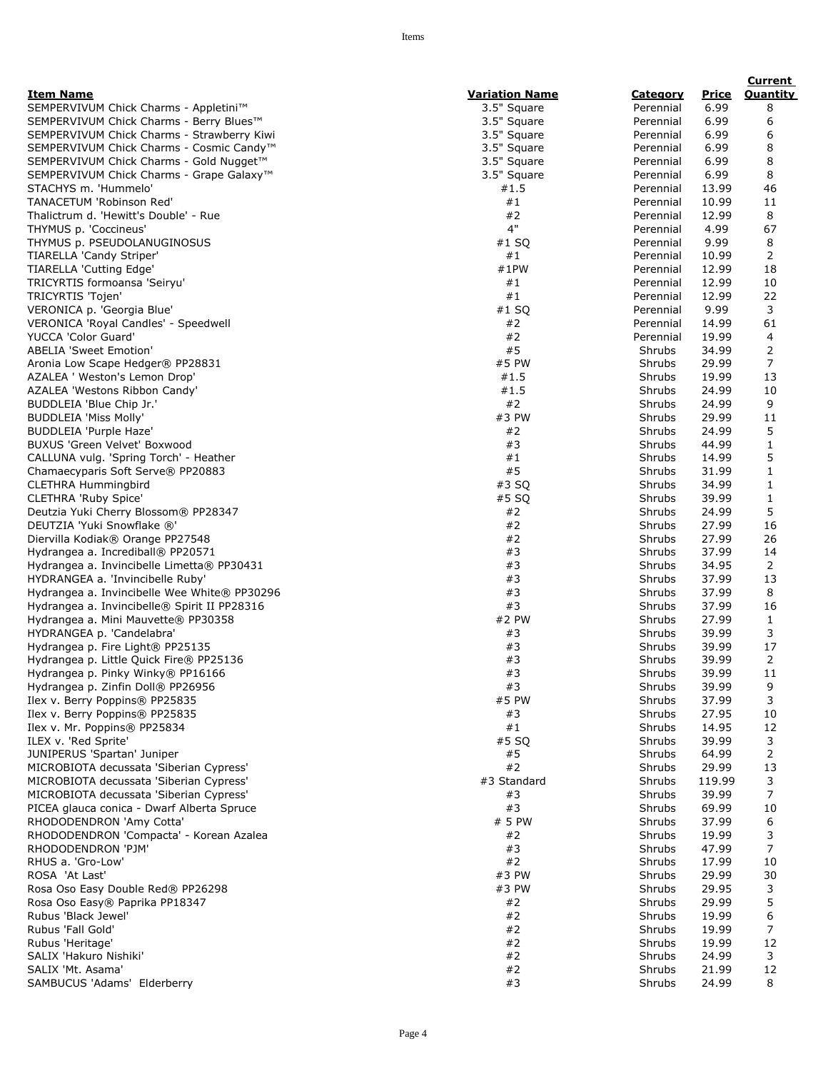| Item Name | Variation Name | Category | Price | Current Quantity |
|---|---|---|---|---|
| SEMPERVIVUM Chick Charms - Appletini™ | 3.5" Square | Perennial | 6.99 | 8 |
| SEMPERVIVUM Chick Charms - Berry Blues™ | 3.5" Square | Perennial | 6.99 | 6 |
| SEMPERVIVUM Chick Charms - Strawberry Kiwi | 3.5" Square | Perennial | 6.99 | 6 |
| SEMPERVIVUM Chick Charms - Cosmic Candy™ | 3.5" Square | Perennial | 6.99 | 8 |
| SEMPERVIVUM Chick Charms - Gold Nugget™ | 3.5" Square | Perennial | 6.99 | 8 |
| SEMPERVIVUM Chick Charms - Grape Galaxy™ | 3.5" Square | Perennial | 6.99 | 8 |
| STACHYS m. 'Hummelo' | #1.5 | Perennial | 13.99 | 46 |
| TANACETUM 'Robinson Red' | #1 | Perennial | 10.99 | 11 |
| Thalictrum d. 'Hewitt's Double' - Rue | #2 | Perennial | 12.99 | 8 |
| THYMUS p. 'Coccineus' | 4" | Perennial | 4.99 | 67 |
| THYMUS p. PSEUDOLANUGINOSUS | #1 SQ | Perennial | 9.99 | 8 |
| TIARELLA 'Candy Striper' | #1 | Perennial | 10.99 | 2 |
| TIARELLA 'Cutting Edge' | #1PW | Perennial | 12.99 | 18 |
| TRICYRTIS formoansa 'Seiryu' | #1 | Perennial | 12.99 | 10 |
| TRICYRTIS 'Tojen' | #1 | Perennial | 12.99 | 22 |
| VERONICA p. 'Georgia Blue' | #1 SQ | Perennial | 9.99 | 3 |
| VERONICA 'Royal Candles' - Speedwell | #2 | Perennial | 14.99 | 61 |
| YUCCA 'Color Guard' | #2 | Perennial | 19.99 | 4 |
| ABELIA 'Sweet Emotion' | #5 | Shrubs | 34.99 | 2 |
| Aronia Low Scape Hedger® PP28831 | #5 PW | Shrubs | 29.99 | 7 |
| AZALEA ' Weston's Lemon Drop' | #1.5 | Shrubs | 19.99 | 13 |
| AZALEA 'Westons Ribbon Candy' | #1.5 | Shrubs | 24.99 | 10 |
| BUDDLEIA 'Blue Chip Jr.' | #2 | Shrubs | 24.99 | 9 |
| BUDDLEIA 'Miss Molly' | #3 PW | Shrubs | 29.99 | 11 |
| BUDDLEIA 'Purple Haze' | #2 | Shrubs | 24.99 | 5 |
| BUXUS 'Green Velvet' Boxwood | #3 | Shrubs | 44.99 | 1 |
| CALLUNA vulg. 'Spring Torch' - Heather | #1 | Shrubs | 14.99 | 5 |
| Chamaecyparis Soft Serve® PP20883 | #5 | Shrubs | 31.99 | 1 |
| CLETHRA Hummingbird | #3 SQ | Shrubs | 34.99 | 1 |
| CLETHRA 'Ruby Spice' | #5 SQ | Shrubs | 39.99 | 1 |
| Deutzia Yuki Cherry Blossom® PP28347 | #2 | Shrubs | 24.99 | 5 |
| DEUTZIA 'Yuki Snowflake ®' | #2 | Shrubs | 27.99 | 16 |
| Diervilla Kodiak® Orange PP27548 | #2 | Shrubs | 27.99 | 26 |
| Hydrangea a. Incrediball® PP20571 | #3 | Shrubs | 37.99 | 14 |
| Hydrangea a. Invincibelle Limetta® PP30431 | #3 | Shrubs | 34.95 | 2 |
| HYDRANGEA a. 'Invincibelle Ruby' | #3 | Shrubs | 37.99 | 13 |
| Hydrangea a. Invincibelle Wee White® PP30296 | #3 | Shrubs | 37.99 | 8 |
| Hydrangea a. Invincibelle® Spirit II PP28316 | #3 | Shrubs | 37.99 | 16 |
| Hydrangea a. Mini Mauvette® PP30358 | #2 PW | Shrubs | 27.99 | 1 |
| HYDRANGEA p. 'Candelabra' | #3 | Shrubs | 39.99 | 3 |
| Hydrangea p. Fire Light® PP25135 | #3 | Shrubs | 39.99 | 17 |
| Hydrangea p. Little Quick Fire® PP25136 | #3 | Shrubs | 39.99 | 2 |
| Hydrangea p. Pinky Winky® PP16166 | #3 | Shrubs | 39.99 | 11 |
| Hydrangea p. Zinfin Doll® PP26956 | #3 | Shrubs | 39.99 | 9 |
| Ilex v. Berry Poppins® PP25835 | #5 PW | Shrubs | 37.99 | 3 |
| Ilex v. Berry Poppins® PP25835 | #3 | Shrubs | 27.95 | 10 |
| Ilex v. Mr. Poppins® PP25834 | #1 | Shrubs | 14.95 | 12 |
| ILEX v. 'Red Sprite' | #5 SQ | Shrubs | 39.99 | 3 |
| JUNIPERUS 'Spartan' Juniper | #5 | Shrubs | 64.99 | 2 |
| MICROBIOTA decussata 'Siberian Cypress' | #2 | Shrubs | 29.99 | 13 |
| MICROBIOTA decussata 'Siberian Cypress' | #3 Standard | Shrubs | 119.99 | 3 |
| MICROBIOTA decussata 'Siberian Cypress' | #3 | Shrubs | 39.99 | 7 |
| PICEA glauca conica - Dwarf Alberta Spruce | #3 | Shrubs | 69.99 | 10 |
| RHODODENDRON 'Amy Cotta' | # 5 PW | Shrubs | 37.99 | 6 |
| RHODODENDRON 'Compacta' - Korean Azalea | #2 | Shrubs | 19.99 | 3 |
| RHODODENDRON 'PJM' | #3 | Shrubs | 47.99 | 7 |
| RHUS a. 'Gro-Low' | #2 | Shrubs | 17.99 | 10 |
| ROSA 'At Last' | #3 PW | Shrubs | 29.99 | 30 |
| Rosa Oso Easy Double Red® PP26298 | #3 PW | Shrubs | 29.95 | 3 |
| Rosa Oso Easy® Paprika PP18347 | #2 | Shrubs | 29.99 | 5 |
| Rubus 'Black Jewel' | #2 | Shrubs | 19.99 | 6 |
| Rubus 'Fall Gold' | #2 | Shrubs | 19.99 | 7 |
| Rubus 'Heritage' | #2 | Shrubs | 19.99 | 12 |
| SALIX 'Hakuro Nishiki' | #2 | Shrubs | 24.99 | 3 |
| SALIX 'Mt. Asama' | #2 | Shrubs | 21.99 | 12 |
| SAMBUCUS 'Adams' Elderberry | #3 | Shrubs | 24.99 | 8 |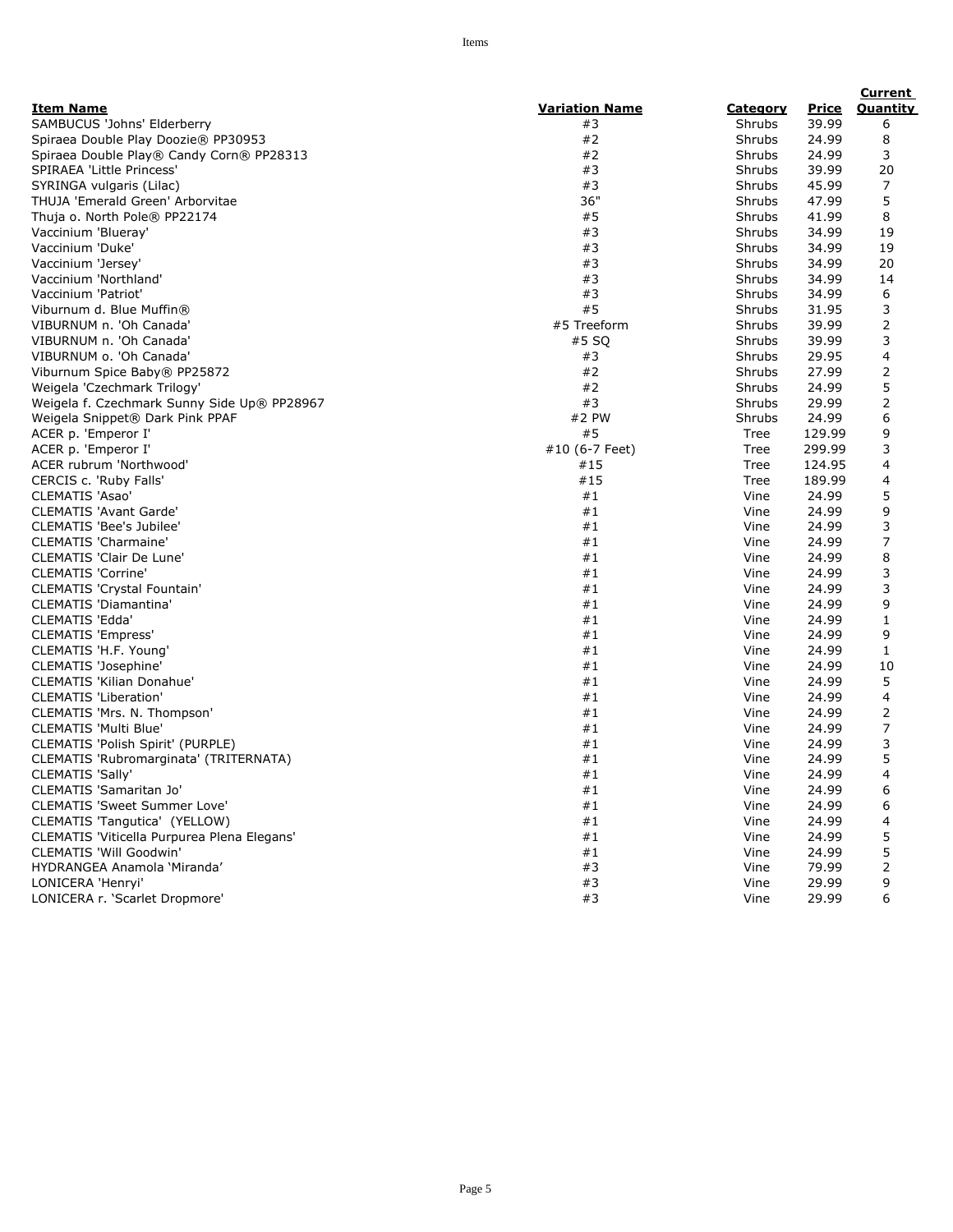| Item Name | Variation Name | Category | Price | Current Quantity |
|---|---|---|---|---|
| SAMBUCUS 'Johns' Elderberry | #3 | Shrubs | 39.99 | 6 |
| Spiraea Double Play Doozie® PP30953 | #2 | Shrubs | 24.99 | 8 |
| Spiraea Double Play® Candy Corn® PP28313 | #2 | Shrubs | 24.99 | 3 |
| SPIRAEA 'Little Princess' | #3 | Shrubs | 39.99 | 20 |
| SYRINGA vulgaris (Lilac) | #3 | Shrubs | 45.99 | 7 |
| THUJA 'Emerald Green' Arborvitae | 36" | Shrubs | 47.99 | 5 |
| Thuja o. North Pole® PP22174 | #5 | Shrubs | 41.99 | 8 |
| Vaccinium 'Blueray' | #3 | Shrubs | 34.99 | 19 |
| Vaccinium 'Duke' | #3 | Shrubs | 34.99 | 19 |
| Vaccinium 'Jersey' | #3 | Shrubs | 34.99 | 20 |
| Vaccinium 'Northland' | #3 | Shrubs | 34.99 | 14 |
| Vaccinium 'Patriot' | #3 | Shrubs | 34.99 | 6 |
| Viburnum d. Blue Muffin® | #5 | Shrubs | 31.95 | 3 |
| VIBURNUM n. 'Oh Canada' | #5 Treeform | Shrubs | 39.99 | 2 |
| VIBURNUM n. 'Oh Canada' | #5 SQ | Shrubs | 39.99 | 3 |
| VIBURNUM o. 'Oh Canada' | #3 | Shrubs | 29.95 | 4 |
| Viburnum Spice Baby® PP25872 | #2 | Shrubs | 27.99 | 2 |
| Weigela 'Czechmark Trilogy' | #2 | Shrubs | 24.99 | 5 |
| Weigela f. Czechmark Sunny Side Up® PP28967 | #3 | Shrubs | 29.99 | 2 |
| Weigela Snippet® Dark Pink PPAF | #2 PW | Shrubs | 24.99 | 6 |
| ACER p. 'Emperor I' | #5 | Tree | 129.99 | 9 |
| ACER p. 'Emperor I' | #10 (6-7 Feet) | Tree | 299.99 | 3 |
| ACER rubrum 'Northwood' | #15 | Tree | 124.95 | 4 |
| CERCIS c. 'Ruby Falls' | #15 | Tree | 189.99 | 4 |
| CLEMATIS 'Asao' | #1 | Vine | 24.99 | 5 |
| CLEMATIS 'Avant Garde' | #1 | Vine | 24.99 | 9 |
| CLEMATIS 'Bee's Jubilee' | #1 | Vine | 24.99 | 3 |
| CLEMATIS 'Charmaine' | #1 | Vine | 24.99 | 7 |
| CLEMATIS 'Clair De Lune' | #1 | Vine | 24.99 | 8 |
| CLEMATIS 'Corrine' | #1 | Vine | 24.99 | 3 |
| CLEMATIS 'Crystal Fountain' | #1 | Vine | 24.99 | 3 |
| CLEMATIS 'Diamantina' | #1 | Vine | 24.99 | 9 |
| CLEMATIS 'Edda' | #1 | Vine | 24.99 | 1 |
| CLEMATIS 'Empress' | #1 | Vine | 24.99 | 9 |
| CLEMATIS 'H.F. Young' | #1 | Vine | 24.99 | 1 |
| CLEMATIS 'Josephine' | #1 | Vine | 24.99 | 10 |
| CLEMATIS 'Kilian Donahue' | #1 | Vine | 24.99 | 5 |
| CLEMATIS 'Liberation' | #1 | Vine | 24.99 | 4 |
| CLEMATIS 'Mrs. N. Thompson' | #1 | Vine | 24.99 | 2 |
| CLEMATIS 'Multi Blue' | #1 | Vine | 24.99 | 7 |
| CLEMATIS 'Polish Spirit' (PURPLE) | #1 | Vine | 24.99 | 3 |
| CLEMATIS 'Rubromarginata' (TRITERNATA) | #1 | Vine | 24.99 | 5 |
| CLEMATIS 'Sally' | #1 | Vine | 24.99 | 4 |
| CLEMATIS 'Samaritan Jo' | #1 | Vine | 24.99 | 6 |
| CLEMATIS 'Sweet Summer Love' | #1 | Vine | 24.99 | 6 |
| CLEMATIS 'Tangutica' (YELLOW) | #1 | Vine | 24.99 | 4 |
| CLEMATIS 'Viticella Purpurea Plena Elegans' | #1 | Vine | 24.99 | 5 |
| CLEMATIS 'Will Goodwin' | #1 | Vine | 24.99 | 5 |
| HYDRANGEA Anamola 'Miranda' | #3 | Vine | 79.99 | 2 |
| LONICERA 'Henryi' | #3 | Vine | 29.99 | 9 |
| LONICERA r. 'Scarlet Dropmore' | #3 | Vine | 29.99 | 6 |